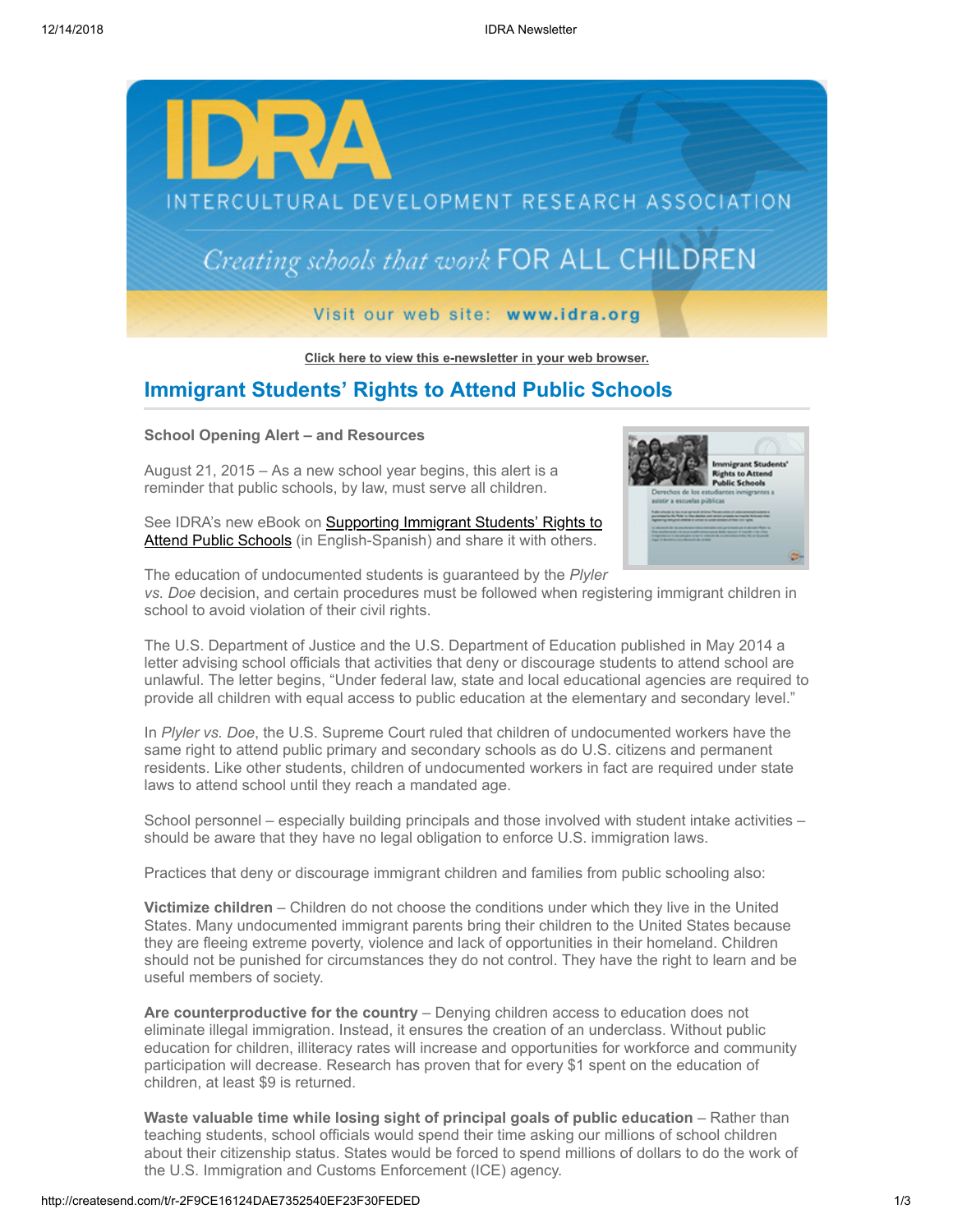# IDRA

INTERCULTURAL DEVELOPMENT RESEARCH ASSOCIATION

*Creating schools that work* FOR ALL CHILDREN

Visit our web site: **www.idra.org**

**Click here to view this e-newsletter in your web browser.**

## Immigrant Students' Rights to Attend Public Schools

**School Opening Alert – and Resources**

August 21, 2015 – As a new school year begins, this alert is a reminder that public schools, by law, must serve all children.

See IDRA's new eBook on Supporting Immigrant Students' Rights to Attend Public Schools (in English-Spanish) and share it with others.

The education of undocumented students is guaranteed by the *Plyler vs. Doe* decision, and certain procedures must be followed when registering immigrant children in school to avoid violation of their civil rights.

The U.S. Department of Justice and the U.S. Department of Education published in May 2014 a letter advising school officials that activities that deny or discourage students to attend school are unlawful. The letter begins, "Under federal law, state and local educational agencies are required to provide all children with equal access to public education at the elementary and secondary level."

In *Plyler vs. Doe*, the U.S. Supreme Court ruled that children of undocumented workers have the same right to attend public primary and secondary schools as do U.S. citizens and permanent residents. Like other students, children of undocumented workers in fact are required under state laws to attend school until they reach a mandated age.

School personnel – especially building principals and those involved with student intake activities – should be aware that they have no legal obligation to enforce U.S. immigration laws.

Practices that deny or discourage immigrant children and families from public schooling also:

**Victimize children** – Children do not choose the conditions under which they live in the United States. Many undocumented immigrant parents bring their children to the United States because they are fleeing extreme poverty, violence and lack of opportunities in their homeland. Children should not be punished for circumstances they do not control. They have the right to learn and be useful members of society.

**Are counterproductive for the country** – Denying children access to education does not eliminate illegal immigration. Instead, it ensures the creation of an underclass. Without public education for children, illiteracy rates will increase and opportunities for workforce and community participation will decrease. Research has proven that for every $1 spent on the education of children, at least $9 is returned.

**Waste valuable time while losing sight of principal goals of public education** – Rather than teaching students, school officials would spend their time asking our millions of school children about their citizenship status. States would be forced to spend millions of dollars to do the work of the U.S. Immigration and Customs Enforcement (ICE) agency.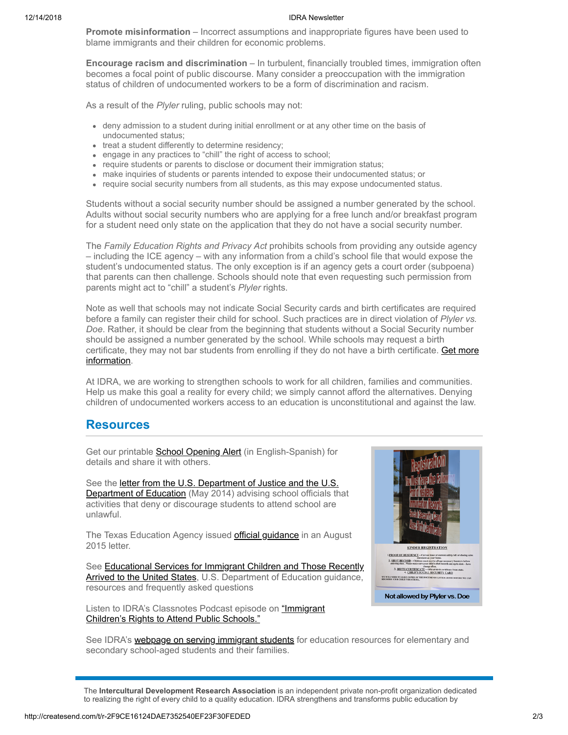**Promote misinformation** – Incorrect assumptions and inappropriate figures have been used to blame immigrants and their children for economic problems.

**Encourage racism and discrimination** – In turbulent, financially troubled times, immigration often becomes a focal point of public discourse. Many consider a preoccupation with the immigration status of children of undocumented workers to be a form of discrimination and racism.

As a result of the *Plyler* ruling, public schools may not:

- deny admission to a student during initial enrollment or at any other time on the basis of undocumented status;
- treat a student differently to determine residency;
- engage in any practices to "chill" the right of access to school;
- require students or parents to disclose or document their immigration status;
- make inquiries of students or parents intended to expose their undocumented status; or
- require social security numbers from all students, as this may expose undocumented status.

Students without a social security number should be assigned a number generated by the school. Adults without social security numbers who are applying for a free lunch and/or breakfast program for a student need only state on the application that they do not have a social security number.

The *Family Education Rights and Privacy Act* prohibits schools from providing any outside agency – including the ICE agency – with any information from a child's school file that would expose the student's undocumented status. The only exception is if an agency gets a court order (subpoena) that parents can then challenge. Schools should note that even requesting such permission from parents might act to "chill" a student's *Plyler* rights.

Note as well that schools may not indicate Social Security cards and birth certificates are required before a family can register their child for school. Such practices are in direct violation of *Plyler vs. Doe*. Rather, it should be clear from the beginning that students without a Social Security number should be assigned a number generated by the school. While schools may request a birth certificate, they may not bar students from enrolling if they do not have a birth certificate. Get more information.

At IDRA, we are working to strengthen schools to work for all children, families and communities. Help us make this goal a reality for every child; we simply cannot afford the alternatives. Denying children of undocumented workers access to an education is unconstitutional and against the law.

## Resources

Get our printable School Opening Alert (in English-Spanish) for details and share it with others.

See the letter from the U.S. Department of Justice and the U.S. Department of Education (May 2014) advising school officials that activities that deny or discourage students to attend school are unlawful.

The Texas Education Agency issued official guidance in an August 2015 letter.

See Educational Services for Immigrant Children and Those Recently Arrived to the United States, U.S. Department of Education guidance, resources and frequently asked questions

Listen to IDRA's Classnotes Podcast episode on "Immigrant Children's Rights to Attend Public Schools."

Not allowed by Plyler vs. Doe

See IDRA's webpage on serving immigrant students for education resources for elementary and secondary school-aged students and their families.

The **Intercultural Development Research Association** is an independent private non-profit organization dedicated to realizing the right of every child to a quality education. IDRA strengthens and transforms public education by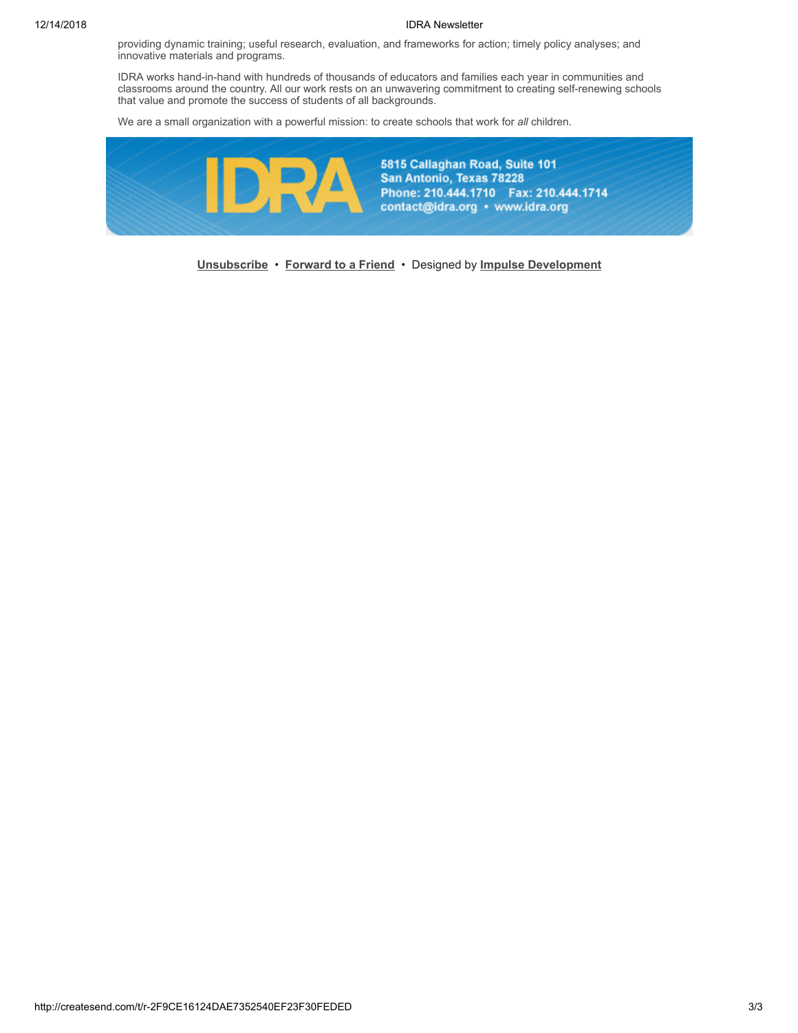providing dynamic training; useful research, evaluation, and frameworks for action; timely policy analyses; and innovative materials and programs.

IDRA works hand-in-hand with hundreds of thousands of educators and families each year in communities and classrooms around the country. All our work rests on an unwavering commitment to creating self-renewing schools that value and promote the success of students of all backgrounds.

We are a small organization with a powerful mission: to create schools that work for *all* children.

IDRA

5815 Callaghan Road, Suite 101
San Antonio, Texas 78228
Phone: 210.444.1710 Fax: 210.444.1714
contact@idra.org • www.idra.org

**Unsubscribe** • **Forward to a Friend** • Designed by **Impulse Development**